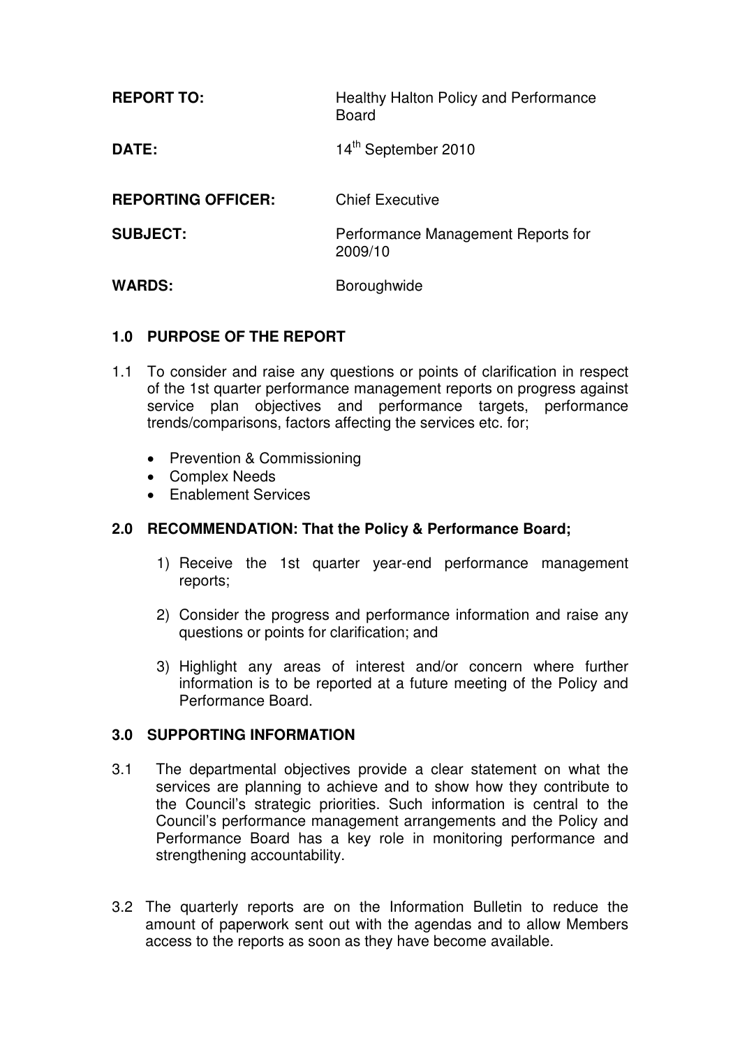| | |
|---|---|
| **REPORT TO:** | Healthy Halton Policy and Performance Board |
| **DATE:** | 14th September 2010 |
| **REPORTING OFFICER:** | Chief Executive |
| **SUBJECT:** | Performance Management Reports for 2009/10 |
| **WARDS:** | Boroughwide |

## 1.0 PURPOSE OF THE REPORT

1.1 To consider and raise any questions or points of clarification in respect of the 1st quarter performance management reports on progress against service plan objectives and performance targets, performance trends/comparisons, factors affecting the services etc. for;

- Prevention & Commissioning
- Complex Needs
- Enablement Services

## 2.0 RECOMMENDATION: That the Policy & Performance Board;

1) Receive the 1st quarter year-end performance management reports;

2) Consider the progress and performance information and raise any questions or points for clarification; and

3) Highlight any areas of interest and/or concern where further information is to be reported at a future meeting of the Policy and Performance Board.

## 3.0 SUPPORTING INFORMATION

3.1 The departmental objectives provide a clear statement on what the services are planning to achieve and to show how they contribute to the Council's strategic priorities. Such information is central to the Council's performance management arrangements and the Policy and Performance Board has a key role in monitoring performance and strengthening accountability.

3.2 The quarterly reports are on the Information Bulletin to reduce the amount of paperwork sent out with the agendas and to allow Members access to the reports as soon as they have become available.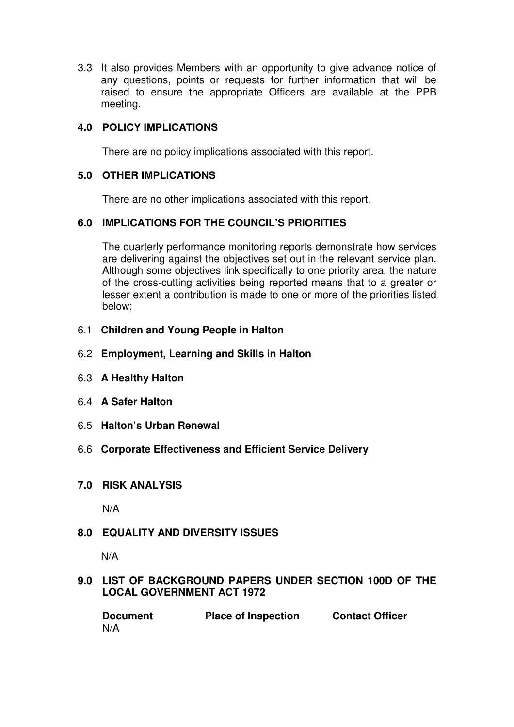3.3 It also provides Members with an opportunity to give advance notice of any questions, points or requests for further information that will be raised to ensure the appropriate Officers are available at the PPB meeting.

## 4.0 POLICY IMPLICATIONS

There are no policy implications associated with this report.

## 5.0 OTHER IMPLICATIONS

There are no other implications associated with this report.

## 6.0 IMPLICATIONS FOR THE COUNCIL'S PRIORITIES

The quarterly performance monitoring reports demonstrate how services are delivering against the objectives set out in the relevant service plan. Although some objectives link specifically to one priority area, the nature of the cross-cutting activities being reported means that to a greater or lesser extent a contribution is made to one or more of the priorities listed below;

6.1 **Children and Young People in Halton**

6.2 **Employment, Learning and Skills in Halton**

6.3 **A Healthy Halton**

6.4 **A Safer Halton**

6.5 **Halton's Urban Renewal**

6.6 **Corporate Effectiveness and Efficient Service Delivery**

## 7.0 RISK ANALYSIS

N/A

## 8.0 EQUALITY AND DIVERSITY ISSUES

N/A

## 9.0 LIST OF BACKGROUND PAPERS UNDER SECTION 100D OF THE LOCAL GOVERNMENT ACT 1972

| Document | Place of Inspection | Contact Officer |
| --- | --- | --- |
| N/A | | |